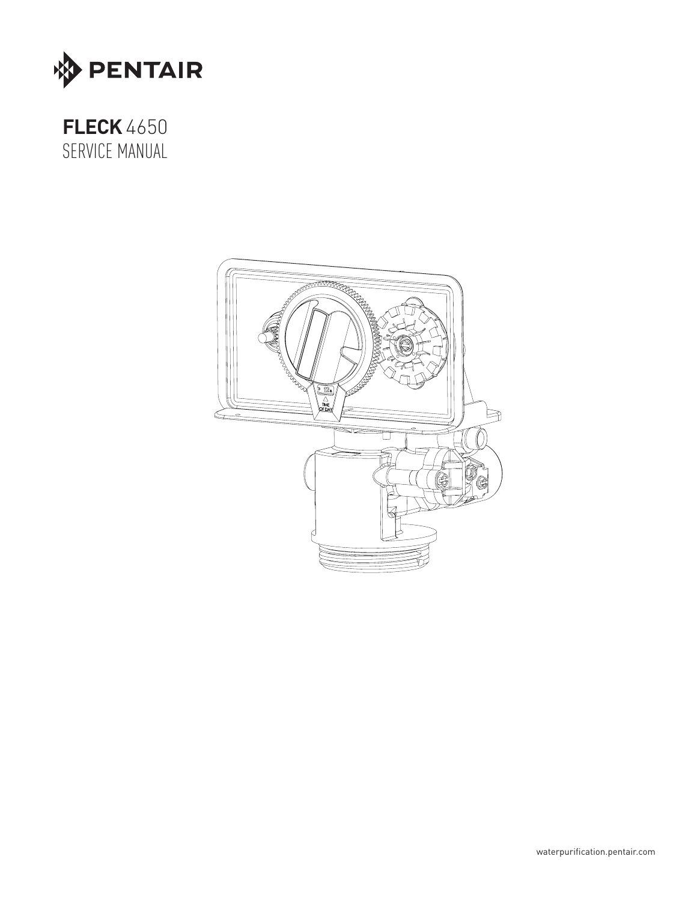PENTAIR

# FLECK 4650
SERVICE MANUAL

waterpurification.pentair.com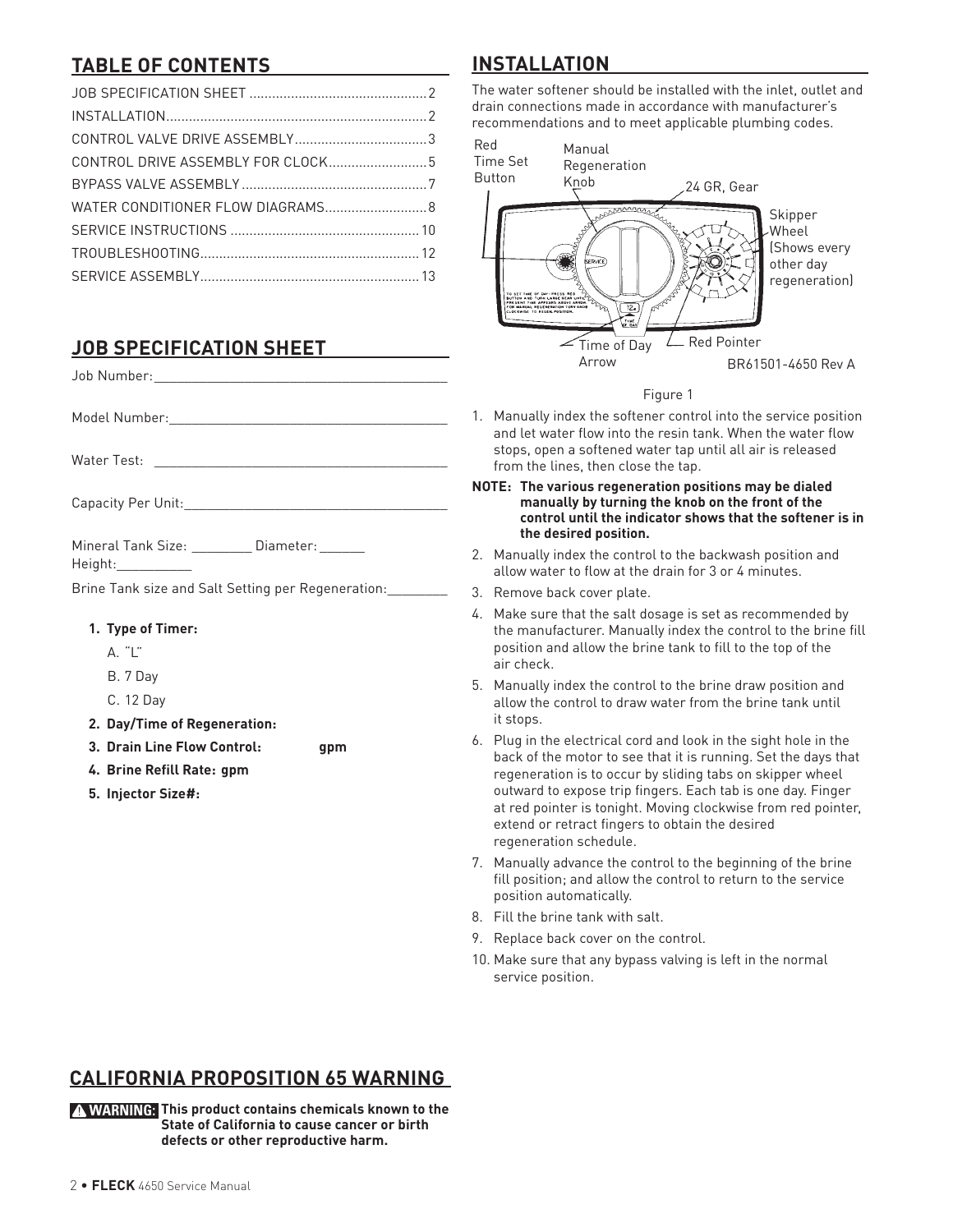## TABLE OF CONTENTS

JOB SPECIFICATION SHEET ............................................... 2
INSTALLATION..................................................................... 2
CONTROL VALVE DRIVE ASSEMBLY................................... 3
CONTROL DRIVE ASSEMBLY FOR CLOCK.......................... 5
BYPASS VALVE ASSEMBLY ................................................. 7
WATER CONDITIONER FLOW DIAGRAMS........................... 8
SERVICE INSTRUCTIONS .................................................. 10
TROUBLESHOOTING.......................................................... 12
SERVICE ASSEMBLY.......................................................... 13

## JOB SPECIFICATION SHEET

Job Number:_______________________________________

Model Number:_____________________________________

Water Test: _______________________________________

Capacity Per Unit:___________________________________

Mineral Tank Size: _________ Diameter: ______ Height:__________

Brine Tank size and Salt Setting per Regeneration:________

1. **Type of Timer:**
   A. "L"
   B. 7 Day
   C. 12 Day
2. **Day/Time of Regeneration:**
3. **Drain Line Flow Control: gpm**
4. **Brine Refill Rate: gpm**
5. **Injector Size#:**

## INSTALLATION

The water softener should be installed with the inlet, outlet and drain connections made in accordance with manufacturer's recommendations and to meet applicable plumbing codes.

Red Time Set Button
Manual Regeneration Knob
24 GR, Gear
Skipper Wheel (Shows every other day regeneration)
Time of Day Arrow
Red Pointer
BR61501-4650 Rev A

Figure 1

1. Manually index the softener control into the service position and let water flow into the resin tank. When the water flow stops, open a softened water tap until all air is released from the lines, then close the tap.

**NOTE: The various regeneration positions may be dialed manually by turning the knob on the front of the control until the indicator shows that the softener is in the desired position.**

2. Manually index the control to the backwash position and allow water to flow at the drain for 3 or 4 minutes.
3. Remove back cover plate.
4. Make sure that the salt dosage is set as recommended by the manufacturer. Manually index the control to the brine fill position and allow the brine tank to fill to the top of the air check.
5. Manually index the control to the brine draw position and allow the control to draw water from the brine tank until it stops.
6. Plug in the electrical cord and look in the sight hole in the back of the motor to see that it is running. Set the days that regeneration is to occur by sliding tabs on skipper wheel outward to expose trip fingers. Each tab is one day. Finger at red pointer is tonight. Moving clockwise from red pointer, extend or retract fingers to obtain the desired regeneration schedule.
7. Manually advance the control to the beginning of the brine fill position; and allow the control to return to the service position automatically.
8. Fill the brine tank with salt.
9. Replace back cover on the control.
10. Make sure that any bypass valving is left in the normal service position.

## CALIFORNIA PROPOSITION 65 WARNING

**⚠ WARNING: This product contains chemicals known to the State of California to cause cancer or birth defects or other reproductive harm.**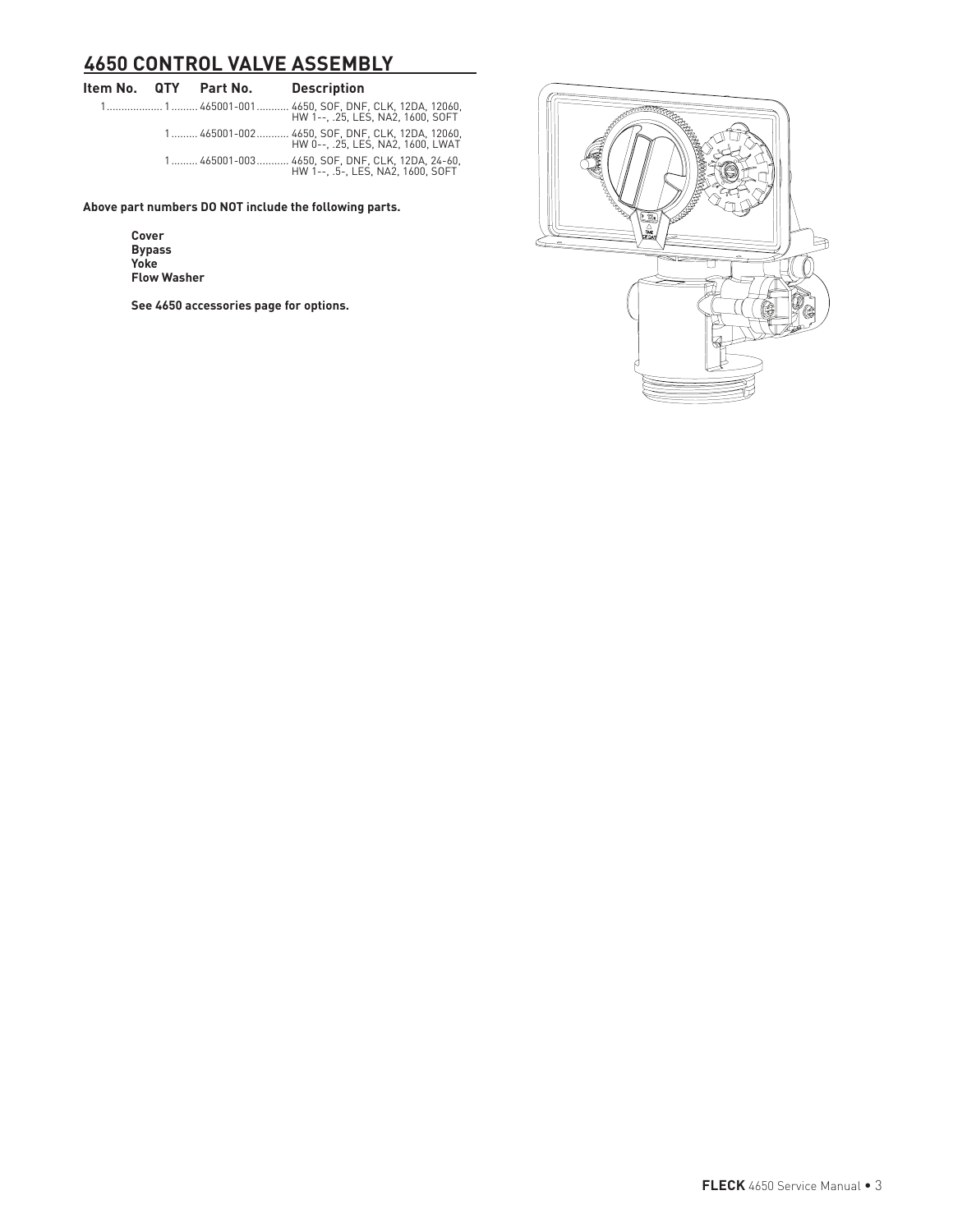## 4650 CONTROL VALVE ASSEMBLY

| Item No. | QTY | Part No. | Description |
| --- | --- | --- | --- |
| 1 | 1 | 465001-001 | 4650, SOF, DNF, CLK, 12DA, 12060, HW 1--, .25, LES, NA2, 1600, SOFT |
| | 1 | 465001-002 | 4650, SOF, DNF, CLK, 12DA, 12060, HW 0--, .25, LES, NA2, 1600, LWAT |
| | 1 | 465001-003 | 4650, SOF, DNF, CLK, 12DA, 24-60, HW 1--, .5-, LES, NA2, 1600, SOFT |

**Above part numbers DO NOT include the following parts.**

**Cover**
**Bypass**
**Yoke**
**Flow Washer**

**See 4650 accessories page for options.**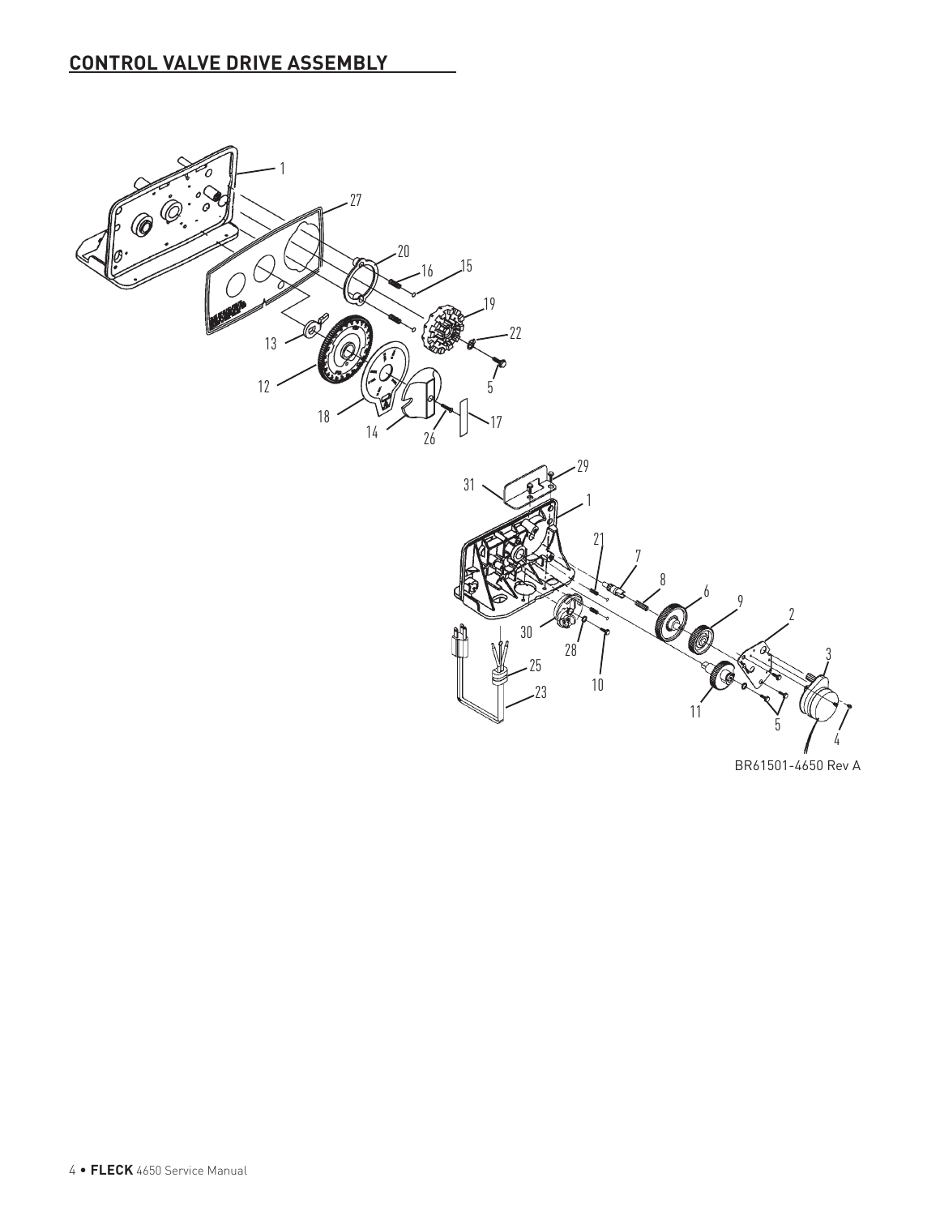## CONTROL VALVE DRIVE ASSEMBLY

BR61501-4650 Rev A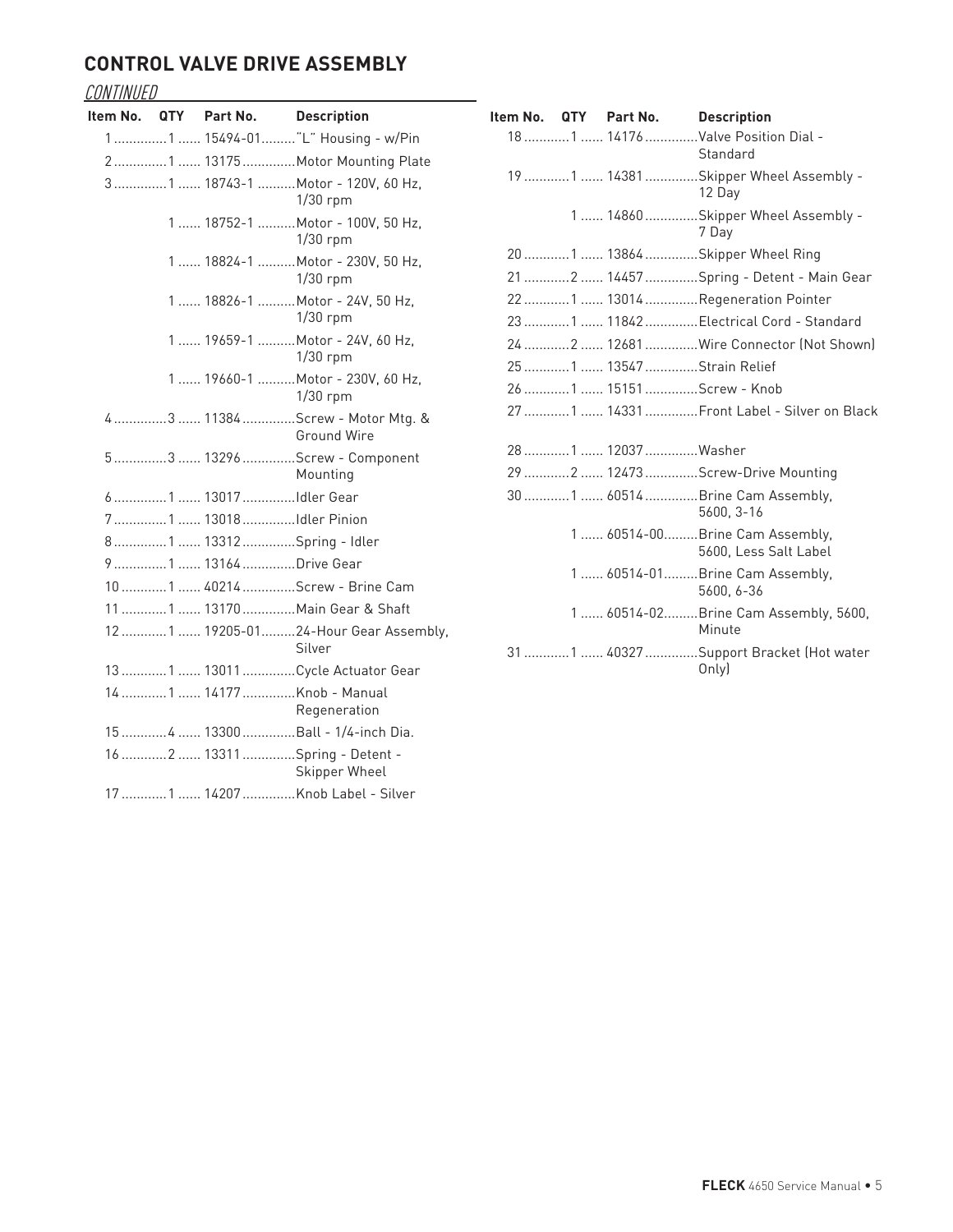## CONTROL VALVE DRIVE ASSEMBLY

*CONTINUED*

| Item No. | QTY | Part No. | Description |
|---|---|---|---|
| 1 | 1 | 15494-01 | "L" Housing - w/Pin |
| 2 | 1 | 13175 | Motor Mounting Plate |
| 3 | 1 | 18743-1 | Motor - 120V, 60 Hz, 1/30 rpm |
| | 1 | 18752-1 | Motor - 100V, 50 Hz, 1/30 rpm |
| | 1 | 18824-1 | Motor - 230V, 50 Hz, 1/30 rpm |
| | 1 | 18826-1 | Motor - 24V, 50 Hz, 1/30 rpm |
| | 1 | 19659-1 | Motor - 24V, 60 Hz, 1/30 rpm |
| | 1 | 19660-1 | Motor - 230V, 60 Hz, 1/30 rpm |
| 4 | 3 | 11384 | Screw - Motor Mtg. & Ground Wire |
| 5 | 3 | 13296 | Screw - Component Mounting |
| 6 | 1 | 13017 | Idler Gear |
| 7 | 1 | 13018 | Idler Pinion |
| 8 | 1 | 13312 | Spring - Idler |
| 9 | 1 | 13164 | Drive Gear |
| 10 | 1 | 40214 | Screw - Brine Cam |
| 11 | 1 | 13170 | Main Gear & Shaft |
| 12 | 1 | 19205-01 | 24-Hour Gear Assembly, Silver |
| 13 | 1 | 13011 | Cycle Actuator Gear |
| 14 | 1 | 14177 | Knob - Manual Regeneration |
| 15 | 4 | 13300 | Ball - 1/4-inch Dia. |
| 16 | 2 | 13311 | Spring - Detent - Skipper Wheel |
| 17 | 1 | 14207 | Knob Label - Silver |
| 18 | 1 | 14176 | Valve Position Dial - Standard |
| 19 | 1 | 14381 | Skipper Wheel Assembly - 12 Day |
| | 1 | 14860 | Skipper Wheel Assembly - 7 Day |
| 20 | 1 | 13864 | Skipper Wheel Ring |
| 21 | 2 | 14457 | Spring - Detent - Main Gear |
| 22 | 1 | 13014 | Regeneration Pointer |
| 23 | 1 | 11842 | Electrical Cord - Standard |
| 24 | 2 | 12681 | Wire Connector (Not Shown) |
| 25 | 1 | 13547 | Strain Relief |
| 26 | 1 | 15151 | Screw - Knob |
| 27 | 1 | 14331 | Front Label - Silver on Black |
| 28 | 1 | 12037 | Washer |
| 29 | 2 | 12473 | Screw-Drive Mounting |
| 30 | 1 | 60514 | Brine Cam Assembly, 5600, 3-16 |
| | 1 | 60514-00 | Brine Cam Assembly, 5600, Less Salt Label |
| | 1 | 60514-01 | Brine Cam Assembly, 5600, 6-36 |
| | 1 | 60514-02 | Brine Cam Assembly, 5600, Minute |
| 31 | 1 | 40327 | Support Bracket (Hot water Only) |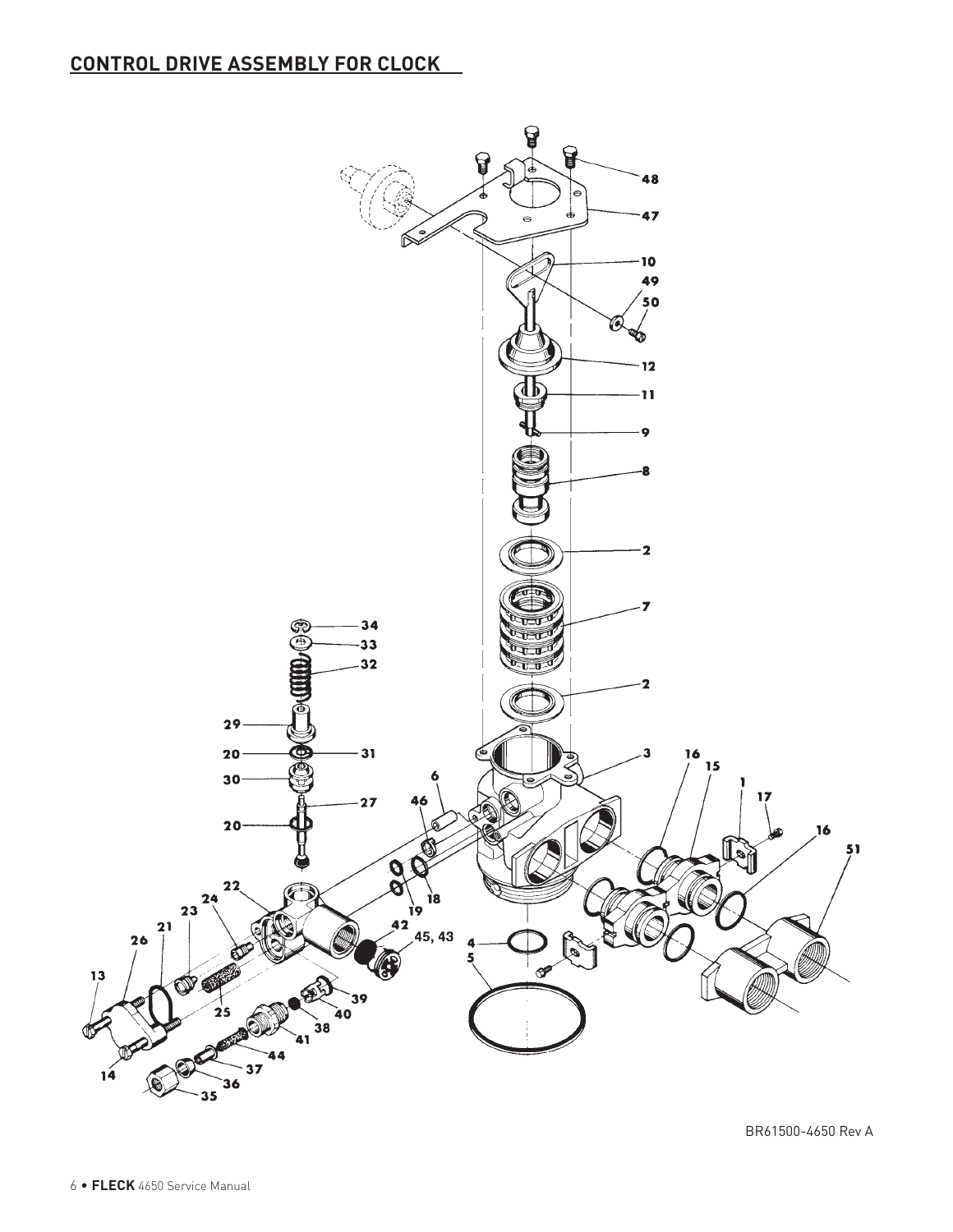## CONTROL DRIVE ASSEMBLY FOR CLOCK

BR61500-4650 Rev A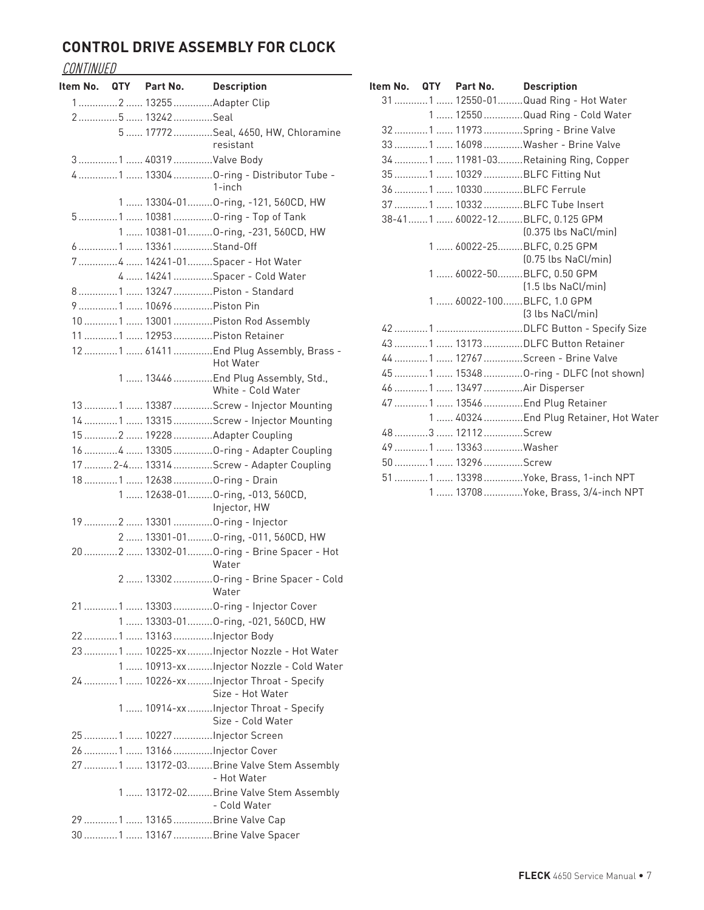## CONTROL DRIVE ASSEMBLY FOR CLOCK

*CONTINUED*

| Item No. | QTY | Part No. | Description |
|---|---|---|---|
| 1 | 2 | 13255 | Adapter Clip |
| 2 | 5 | 13242 | Seal |
| | 5 | 17772 | Seal, 4650, HW, Chloramine resistant |
| 3 | 1 | 40319 | Valve Body |
| 4 | 1 | 13304 | O-ring - Distributor Tube - 1-inch |
| | 1 | 13304-01 | O-ring, -121, 560CD, HW |
| 5 | 1 | 10381 | O-ring - Top of Tank |
| | 1 | 10381-01 | O-ring, -231, 560CD, HW |
| 6 | 1 | 13361 | Stand-Off |
| 7 | 4 | 14241-01 | Spacer - Hot Water |
| | 4 | 14241 | Spacer - Cold Water |
| 8 | 1 | 13247 | Piston - Standard |
| 9 | 1 | 10696 | Piston Pin |
| 10 | 1 | 13001 | Piston Rod Assembly |
| 11 | 1 | 12953 | Piston Retainer |
| 12 | 1 | 61411 | End Plug Assembly, Brass - Hot Water |
| | 1 | 13446 | End Plug Assembly, Std., White - Cold Water |
| 13 | 1 | 13387 | Screw - Injector Mounting |
| 14 | 1 | 13315 | Screw - Injector Mounting |
| 15 | 2 | 19228 | Adapter Coupling |
| 16 | 4 | 13305 | O-ring - Adapter Coupling |
| 17 | 2-4 | 13314 | Screw - Adapter Coupling |
| 18 | 1 | 12638 | O-ring - Drain |
| | 1 | 12638-01 | O-ring, -013, 560CD, Injector, HW |
| 19 | 2 | 13301 | O-ring - Injector |
| | 2 | 13301-01 | O-ring, -011, 560CD, HW |
| 20 | 2 | 13302-01 | O-ring - Brine Spacer - Hot Water |
| | 2 | 13302 | O-ring - Brine Spacer - Cold Water |
| 21 | 1 | 13303 | O-ring - Injector Cover |
| | 1 | 13303-01 | O-ring, -021, 560CD, HW |
| 22 | 1 | 13163 | Injector Body |
| 23 | 1 | 10225-xx | Injector Nozzle - Hot Water |
| | 1 | 10913-xx | Injector Nozzle - Cold Water |
| 24 | 1 | 10226-xx | Injector Throat - Specify Size - Hot Water |
| | 1 | 10914-xx | Injector Throat - Specify Size - Cold Water |
| 25 | 1 | 10227 | Injector Screen |
| 26 | 1 | 13166 | Injector Cover |
| 27 | 1 | 13172-03 | Brine Valve Stem Assembly - Hot Water |
| | 1 | 13172-02 | Brine Valve Stem Assembly - Cold Water |
| 29 | 1 | 13165 | Brine Valve Cap |
| 30 | 1 | 13167 | Brine Valve Spacer |
| 31 | 1 | 12550-01 | Quad Ring - Hot Water |
| | 1 | 12550 | Quad Ring - Cold Water |
| 32 | 1 | 11973 | Spring - Brine Valve |
| 33 | 1 | 16098 | Washer - Brine Valve |
| 34 | 1 | 11981-03 | Retaining Ring, Copper |
| 35 | 1 | 10329 | BLFC Fitting Nut |
| 36 | 1 | 10330 | BLFC Ferrule |
| 37 | 1 | 10332 | BLFC Tube Insert |
| 38-41 | 1 | 60022-12 | BLFC, 0.125 GPM (0.375 lbs NaCl/min) |
| | 1 | 60022-25 | BLFC, 0.25 GPM (0.75 lbs NaCl/min) |
| | 1 | 60022-50 | BLFC, 0.50 GPM (1.5 lbs NaCl/min) |
| | 1 | 60022-100 | BLFC, 1.0 GPM (3 lbs NaCl/min) |
| 42 | 1 | | DLFC Button - Specify Size |
| 43 | 1 | 13173 | DLFC Button Retainer |
| 44 | 1 | 12767 | Screen - Brine Valve |
| 45 | 1 | 15348 | O-ring - DLFC (not shown) |
| 46 | 1 | 13497 | Air Disperser |
| 47 | 1 | 13546 | End Plug Retainer |
| | 1 | 40324 | End Plug Retainer, Hot Water |
| 48 | 3 | 12112 | Screw |
| 49 | 1 | 13363 | Washer |
| 50 | 1 | 13296 | Screw |
| 51 | 1 | 13398 | Yoke, Brass, 1-inch NPT |
| | 1 | 13708 | Yoke, Brass, 3/4-inch NPT |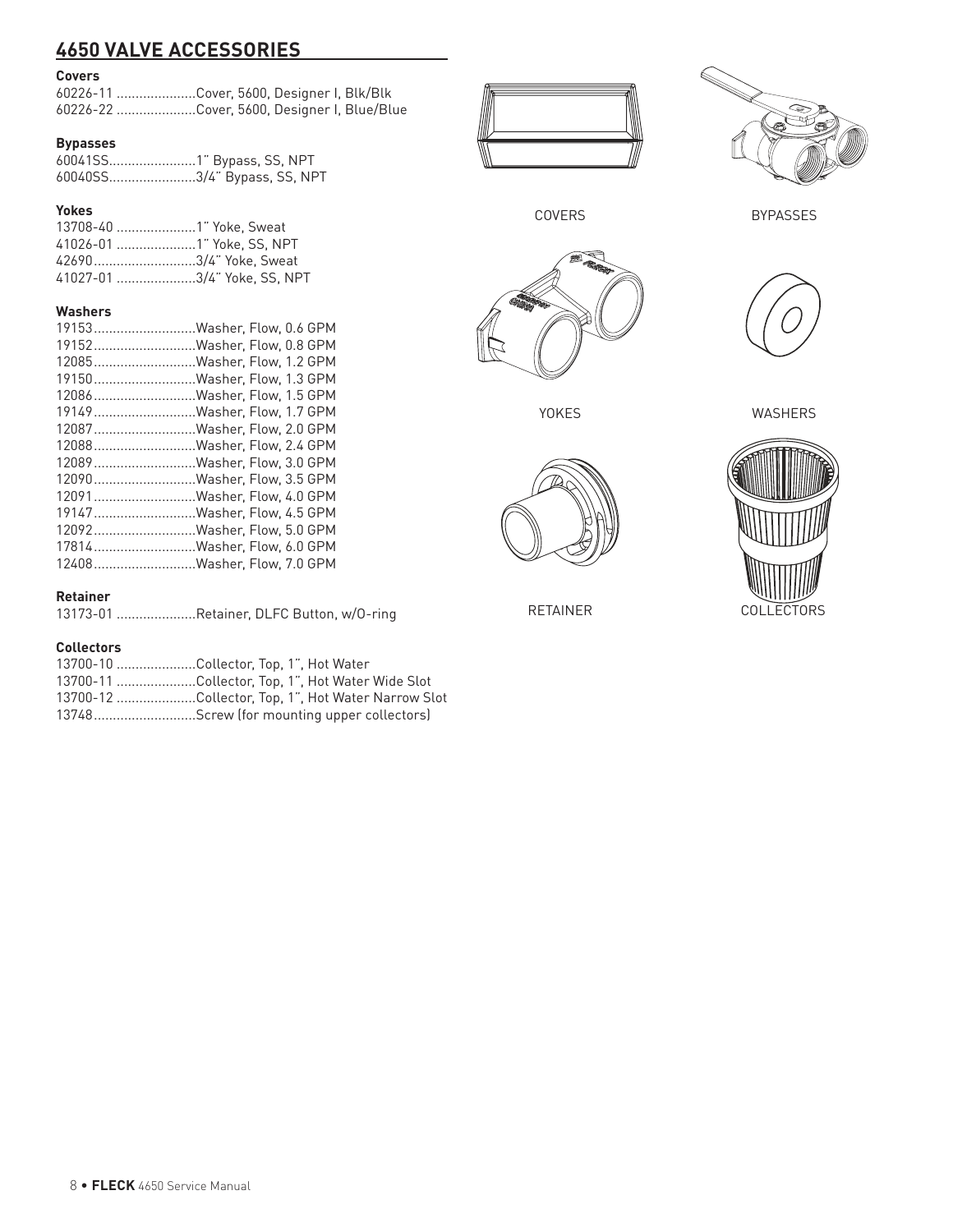## 4650 VALVE ACCESSORIES

**Covers**

60226-11 .....................Cover, 5600, Designer I, Blk/Blk
60226-22 .....................Cover, 5600, Designer I, Blue/Blue

**Bypasses**

60041SS.......................1" Bypass, SS, NPT
60040SS.......................3/4" Bypass, SS, NPT

**Yokes**

13708-40 .....................1" Yoke, Sweat
41026-01 .....................1" Yoke, SS, NPT
42690...........................3/4" Yoke, Sweat
41027-01 .....................3/4" Yoke, SS, NPT

**Washers**

19153...........................Washer, Flow, 0.6 GPM
19152...........................Washer, Flow, 0.8 GPM
12085...........................Washer, Flow, 1.2 GPM
19150...........................Washer, Flow, 1.3 GPM
12086...........................Washer, Flow, 1.5 GPM
19149...........................Washer, Flow, 1.7 GPM
12087...........................Washer, Flow, 2.0 GPM
12088...........................Washer, Flow, 2.4 GPM
12089...........................Washer, Flow, 3.0 GPM
12090...........................Washer, Flow, 3.5 GPM
12091...........................Washer, Flow, 4.0 GPM
19147...........................Washer, Flow, 4.5 GPM
12092...........................Washer, Flow, 5.0 GPM
17814...........................Washer, Flow, 6.0 GPM
12408...........................Washer, Flow, 7.0 GPM

**Retainer**

13173-01 .....................Retainer, DLFC Button, w/O-ring

**Collectors**

13700-10 .....................Collector, Top, 1", Hot Water
13700-11 .....................Collector, Top, 1", Hot Water Wide Slot
13700-12 .....................Collector, Top, 1", Hot Water Narrow Slot
13748...........................Screw (for mounting upper collectors)

COVERS

BYPASSES

YOKES

WASHERS

RETAINER

COLLECTORS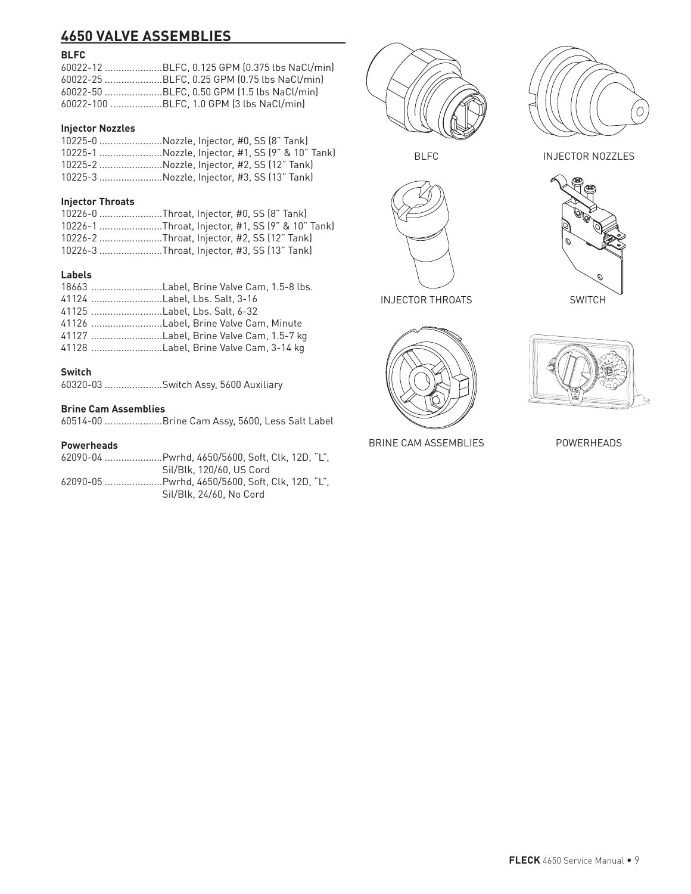## 4650 VALVE ASSEMBLIES

**BLFC**

60022-12 .....................BLFC, 0.125 GPM (0.375 lbs NaCl/min)
60022-25 .....................BLFC, 0.25 GPM (0.75 lbs NaCl/min)
60022-50 .....................BLFC, 0.50 GPM (1.5 lbs NaCl/min)
60022-100 ...................BLFC, 1.0 GPM (3 lbs NaCl/min)

**Injector Nozzles**

10225-0 .......................Nozzle, Injector, #0, SS (8" Tank)
10225-1 .......................Nozzle, Injector, #1, SS (9" & 10" Tank)
10225-2 .......................Nozzle, Injector, #2, SS (12" Tank)
10225-3 .......................Nozzle, Injector, #3, SS (13" Tank)

**Injector Throats**

10226-0 .......................Throat, Injector, #0, SS (8" Tank)
10226-1 .......................Throat, Injector, #1, SS (9" & 10" Tank)
10226-2 .......................Throat, Injector, #2, SS (12" Tank)
10226-3 .......................Throat, Injector, #3, SS (13" Tank)

**Labels**

18663 ..........................Label, Brine Valve Cam, 1.5-8 lbs.
41124 ..........................Label, Lbs. Salt, 3-16
41125 ..........................Label, Lbs. Salt, 6-32
41126 ..........................Label, Brine Valve Cam, Minute
41127 ..........................Label, Brine Valve Cam, 1.5-7 kg
41128 ..........................Label, Brine Valve Cam, 3-14 kg

**Switch**

60320-03 .....................Switch Assy, 5600 Auxiliary

**Brine Cam Assemblies**

60514-00 .....................Brine Cam Assy, 5600, Less Salt Label

**Powerheads**

62090-04 .....................Pwrhd, 4650/5600, Soft, Clk, 12D, "L", Sil/Blk, 120/60, US Cord
62090-05 .....................Pwrhd, 4650/5600, Soft, Clk, 12D, "L", Sil/Blk, 24/60, No Cord

BLFC

INJECTOR NOZZLES

INJECTOR THROATS

SWITCH

BRINE CAM ASSEMBLIES

POWERHEADS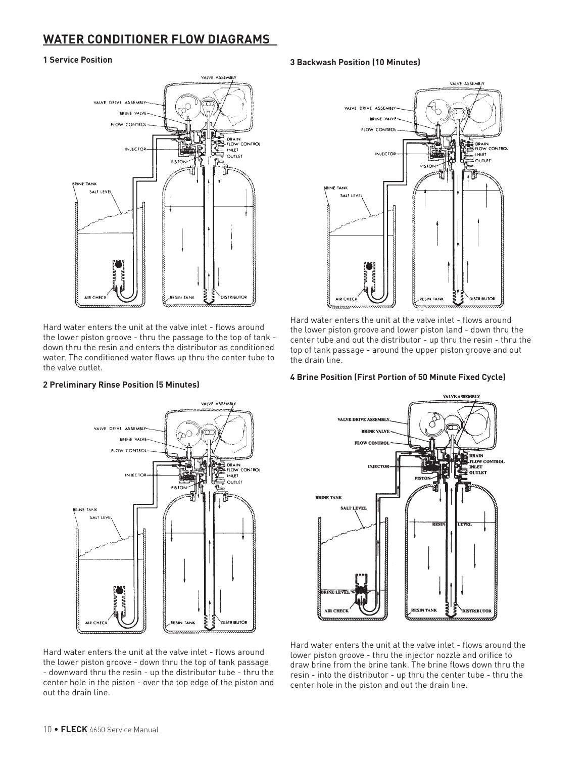## WATER CONDITIONER FLOW DIAGRAMS

### 1 Service Position

Hard water enters the unit at the valve inlet - flows around the lower piston groove - thru the passage to the top of tank - down thru the resin and enters the distributor as conditioned water. The conditioned water flows up thru the center tube to the valve outlet.

### 2 Preliminary Rinse Position (5 Minutes)

Hard water enters the unit at the valve inlet - flows around the lower piston groove - down thru the top of tank passage - downward thru the resin - up the distributor tube - thru the center hole in the piston - over the top edge of the piston and out the drain line.

### 3 Backwash Position (10 Minutes)

Hard water enters the unit at the valve inlet - flows around the lower piston groove and lower piston land - down thru the center tube and out the distributor - up thru the resin - thru the top of tank passage - around the upper piston groove and out the drain line.

### 4 Brine Position (First Portion of 50 Minute Fixed Cycle)

Hard water enters the unit at the valve inlet - flows around the lower piston groove - thru the injector nozzle and orifice to draw brine from the brine tank. The brine flows down thru the resin - into the distributor - up thru the center tube - thru the center hole in the piston and out the drain line.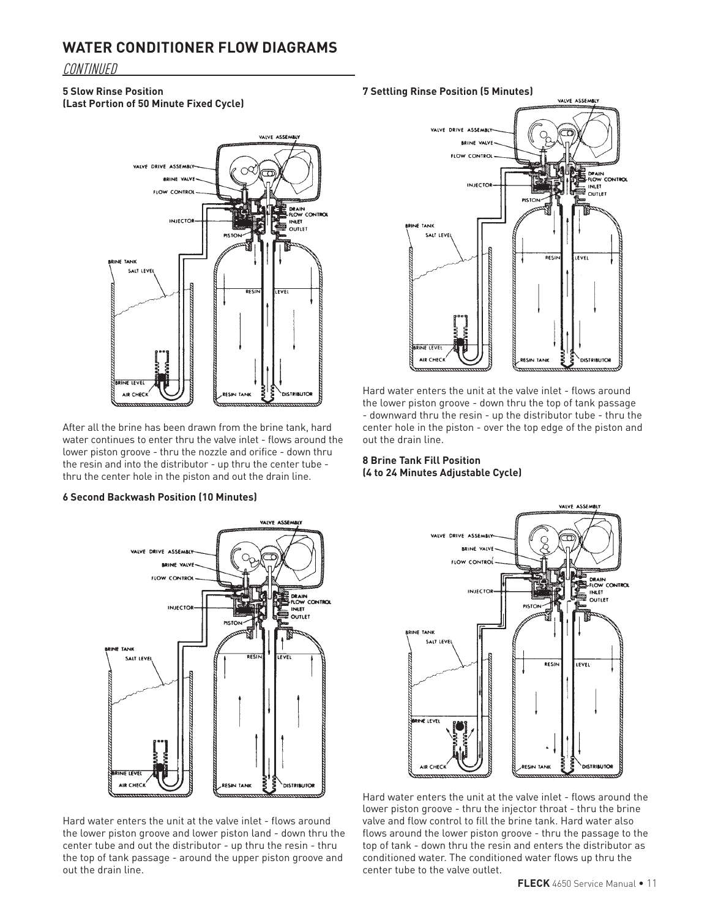## WATER CONDITIONER FLOW DIAGRAMS

*CONTINUED*

**5 Slow Rinse Position (Last Portion of 50 Minute Fixed Cycle)**

After all the brine has been drawn from the brine tank, hard water continues to enter thru the valve inlet - flows around the lower piston groove - thru the nozzle and orifice - down thru the resin and into the distributor - up thru the center tube - thru the center hole in the piston and out the drain line.

**6 Second Backwash Position (10 Minutes)**

Hard water enters the unit at the valve inlet - flows around the lower piston groove and lower piston land - down thru the center tube and out the distributor - up thru the resin - thru the top of tank passage - around the upper piston groove and out the drain line.

**7 Settling Rinse Position (5 Minutes)**

Hard water enters the unit at the valve inlet - flows around the lower piston groove - down thru the top of tank passage - downward thru the resin - up the distributor tube - thru the center hole in the piston - over the top edge of the piston and out the drain line.

**8 Brine Tank Fill Position (4 to 24 Minutes Adjustable Cycle)**

Hard water enters the unit at the valve inlet - flows around the lower piston groove - thru the injector throat - thru the brine valve and flow control to fill the brine tank. Hard water also flows around the lower piston groove - thru the passage to the top of tank - down thru the resin and enters the distributor as conditioned water. The conditioned water flows up thru the center tube to the valve outlet.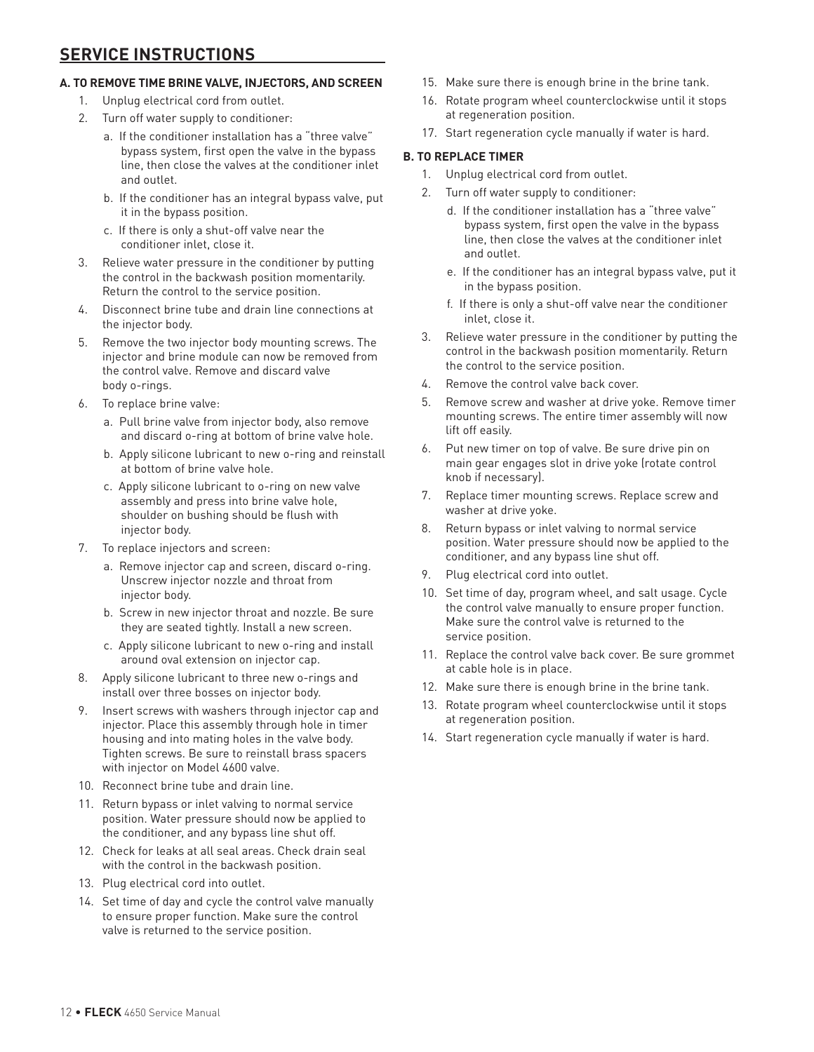## SERVICE INSTRUCTIONS

### A. TO REMOVE TIME BRINE VALVE, INJECTORS, AND SCREEN

1. Unplug electrical cord from outlet.
2. Turn off water supply to conditioner:
   a. If the conditioner installation has a "three valve" bypass system, first open the valve in the bypass line, then close the valves at the conditioner inlet and outlet.
   b. If the conditioner has an integral bypass valve, put it in the bypass position.
   c. If there is only a shut-off valve near the conditioner inlet, close it.
3. Relieve water pressure in the conditioner by putting the control in the backwash position momentarily. Return the control to the service position.
4. Disconnect brine tube and drain line connections at the injector body.
5. Remove the two injector body mounting screws. The injector and brine module can now be removed from the control valve. Remove and discard valve body o-rings.
6. To replace brine valve:
   a. Pull brine valve from injector body, also remove and discard o-ring at bottom of brine valve hole.
   b. Apply silicone lubricant to new o-ring and reinstall at bottom of brine valve hole.
   c. Apply silicone lubricant to o-ring on new valve assembly and press into brine valve hole, shoulder on bushing should be flush with injector body.
7. To replace injectors and screen:
   a. Remove injector cap and screen, discard o-ring. Unscrew injector nozzle and throat from injector body.
   b. Screw in new injector throat and nozzle. Be sure they are seated tightly. Install a new screen.
   c. Apply silicone lubricant to new o-ring and install around oval extension on injector cap.
8. Apply silicone lubricant to three new o-rings and install over three bosses on injector body.
9. Insert screws with washers through injector cap and injector. Place this assembly through hole in timer housing and into mating holes in the valve body. Tighten screws. Be sure to reinstall brass spacers with injector on Model 4600 valve.
10. Reconnect brine tube and drain line.
11. Return bypass or inlet valving to normal service position. Water pressure should now be applied to the conditioner, and any bypass line shut off.
12. Check for leaks at all seal areas. Check drain seal with the control in the backwash position.
13. Plug electrical cord into outlet.
14. Set time of day and cycle the control valve manually to ensure proper function. Make sure the control valve is returned to the service position.
15. Make sure there is enough brine in the brine tank.
16. Rotate program wheel counterclockwise until it stops at regeneration position.
17. Start regeneration cycle manually if water is hard.

### B. TO REPLACE TIMER

1. Unplug electrical cord from outlet.
2. Turn off water supply to conditioner:
   d. If the conditioner installation has a "three valve" bypass system, first open the valve in the bypass line, then close the valves at the conditioner inlet and outlet.
   e. If the conditioner has an integral bypass valve, put it in the bypass position.
   f. If there is only a shut-off valve near the conditioner inlet, close it.
3. Relieve water pressure in the conditioner by putting the control in the backwash position momentarily. Return the control to the service position.
4. Remove the control valve back cover.
5. Remove screw and washer at drive yoke. Remove timer mounting screws. The entire timer assembly will now lift off easily.
6. Put new timer on top of valve. Be sure drive pin on main gear engages slot in drive yoke (rotate control knob if necessary).
7. Replace timer mounting screws. Replace screw and washer at drive yoke.
8. Return bypass or inlet valving to normal service position. Water pressure should now be applied to the conditioner, and any bypass line shut off.
9. Plug electrical cord into outlet.
10. Set time of day, program wheel, and salt usage. Cycle the control valve manually to ensure proper function. Make sure the control valve is returned to the service position.
11. Replace the control valve back cover. Be sure grommet at cable hole is in place.
12. Make sure there is enough brine in the brine tank.
13. Rotate program wheel counterclockwise until it stops at regeneration position.
14. Start regeneration cycle manually if water is hard.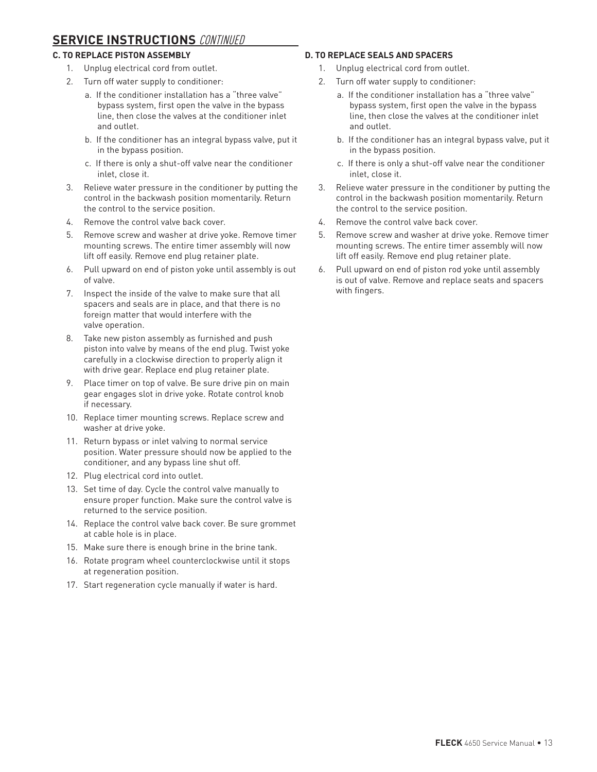## SERVICE INSTRUCTIONS *CONTINUED*

### C. TO REPLACE PISTON ASSEMBLY

1. Unplug electrical cord from outlet.
2. Turn off water supply to conditioner:
   a. If the conditioner installation has a "three valve" bypass system, first open the valve in the bypass line, then close the valves at the conditioner inlet and outlet.
   b. If the conditioner has an integral bypass valve, put it in the bypass position.
   c. If there is only a shut-off valve near the conditioner inlet, close it.
3. Relieve water pressure in the conditioner by putting the control in the backwash position momentarily. Return the control to the service position.
4. Remove the control valve back cover.
5. Remove screw and washer at drive yoke. Remove timer mounting screws. The entire timer assembly will now lift off easily. Remove end plug retainer plate.
6. Pull upward on end of piston yoke until assembly is out of valve.
7. Inspect the inside of the valve to make sure that all spacers and seals are in place, and that there is no foreign matter that would interfere with the valve operation.
8. Take new piston assembly as furnished and push piston into valve by means of the end plug. Twist yoke carefully in a clockwise direction to properly align it with drive gear. Replace end plug retainer plate.
9. Place timer on top of valve. Be sure drive pin on main gear engages slot in drive yoke. Rotate control knob if necessary.
10. Replace timer mounting screws. Replace screw and washer at drive yoke.
11. Return bypass or inlet valving to normal service position. Water pressure should now be applied to the conditioner, and any bypass line shut off.
12. Plug electrical cord into outlet.
13. Set time of day. Cycle the control valve manually to ensure proper function. Make sure the control valve is returned to the service position.
14. Replace the control valve back cover. Be sure grommet at cable hole is in place.
15. Make sure there is enough brine in the brine tank.
16. Rotate program wheel counterclockwise until it stops at regeneration position.
17. Start regeneration cycle manually if water is hard.

### D. TO REPLACE SEALS AND SPACERS

1. Unplug electrical cord from outlet.
2. Turn off water supply to conditioner:
   a. If the conditioner installation has a "three valve" bypass system, first open the valve in the bypass line, then close the valves at the conditioner inlet and outlet.
   b. If the conditioner has an integral bypass valve, put it in the bypass position.
   c. If there is only a shut-off valve near the conditioner inlet, close it.
3. Relieve water pressure in the conditioner by putting the control in the backwash position momentarily. Return the control to the service position.
4. Remove the control valve back cover.
5. Remove screw and washer at drive yoke. Remove timer mounting screws. The entire timer assembly will now lift off easily. Remove end plug retainer plate.
6. Pull upward on end of piston rod yoke until assembly is out of valve. Remove and replace seats and spacers with fingers.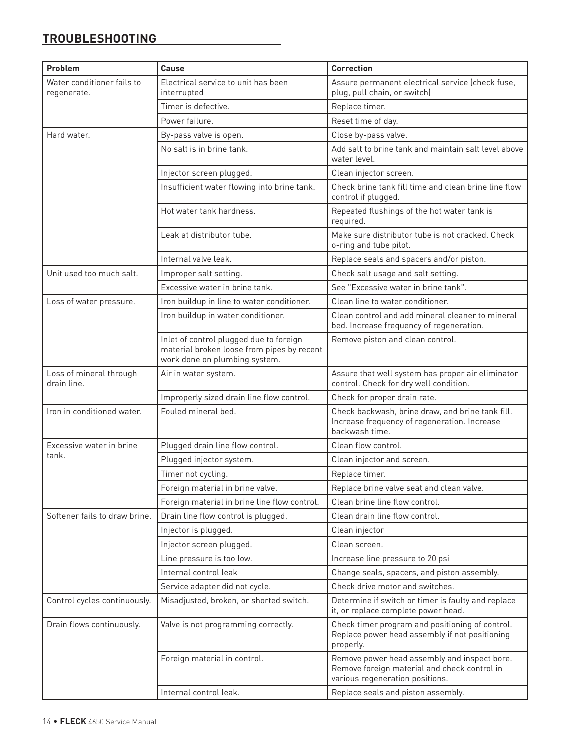## TROUBLESHOOTING

| Problem | Cause | Correction |
|---|---|---|
| Water conditioner fails to regenerate. | Electrical service to unit has been interrupted | Assure permanent electrical service (check fuse, plug, pull chain, or switch) |
| | Timer is defective. | Replace timer. |
| | Power failure. | Reset time of day. |
| Hard water. | By-pass valve is open. | Close by-pass valve. |
| | No salt is in brine tank. | Add salt to brine tank and maintain salt level above water level. |
| | Injector screen plugged. | Clean injector screen. |
| | Insufficient water flowing into brine tank. | Check brine tank fill time and clean brine line flow control if plugged. |
| | Hot water tank hardness. | Repeated flushings of the hot water tank is required. |
| | Leak at distributor tube. | Make sure distributor tube is not cracked. Check o-ring and tube pilot. |
| | Internal valve leak. | Replace seals and spacers and/or piston. |
| Unit used too much salt. | Improper salt setting. | Check salt usage and salt setting. |
| | Excessive water in brine tank. | See "Excessive water in brine tank". |
| Loss of water pressure. | Iron buildup in line to water conditioner. | Clean line to water conditioner. |
| | Iron buildup in water conditioner. | Clean control and add mineral cleaner to mineral bed. Increase frequency of regeneration. |
| | Inlet of control plugged due to foreign material broken loose from pipes by recent work done on plumbing system. | Remove piston and clean control. |
| Loss of mineral through drain line. | Air in water system. | Assure that well system has proper air eliminator control. Check for dry well condition. |
| | Improperly sized drain line flow control. | Check for proper drain rate. |
| Iron in conditioned water. | Fouled mineral bed. | Check backwash, brine draw, and brine tank fill. Increase frequency of regeneration. Increase backwash time. |
| Excessive water in brine tank. | Plugged drain line flow control. | Clean flow control. |
| | Plugged injector system. | Clean injector and screen. |
| | Timer not cycling. | Replace timer. |
| | Foreign material in brine valve. | Replace brine valve seat and clean valve. |
| | Foreign material in brine line flow control. | Clean brine line flow control. |
| Softener fails to draw brine. | Drain line flow control is plugged. | Clean drain line flow control. |
| | Injector is plugged. | Clean injector |
| | Injector screen plugged. | Clean screen. |
| | Line pressure is too low. | Increase line pressure to 20 psi |
| | Internal control leak | Change seals, spacers, and piston assembly. |
| | Service adapter did not cycle. | Check drive motor and switches. |
| Control cycles continuously. | Misadjusted, broken, or shorted switch. | Determine if switch or timer is faulty and replace it, or replace complete power head. |
| Drain flows continuously. | Valve is not programming correctly. | Check timer program and positioning of control. Replace power head assembly if not positioning properly. |
| | Foreign material in control. | Remove power head assembly and inspect bore. Remove foreign material and check control in various regeneration positions. |
| | Internal control leak. | Replace seals and piston assembly. |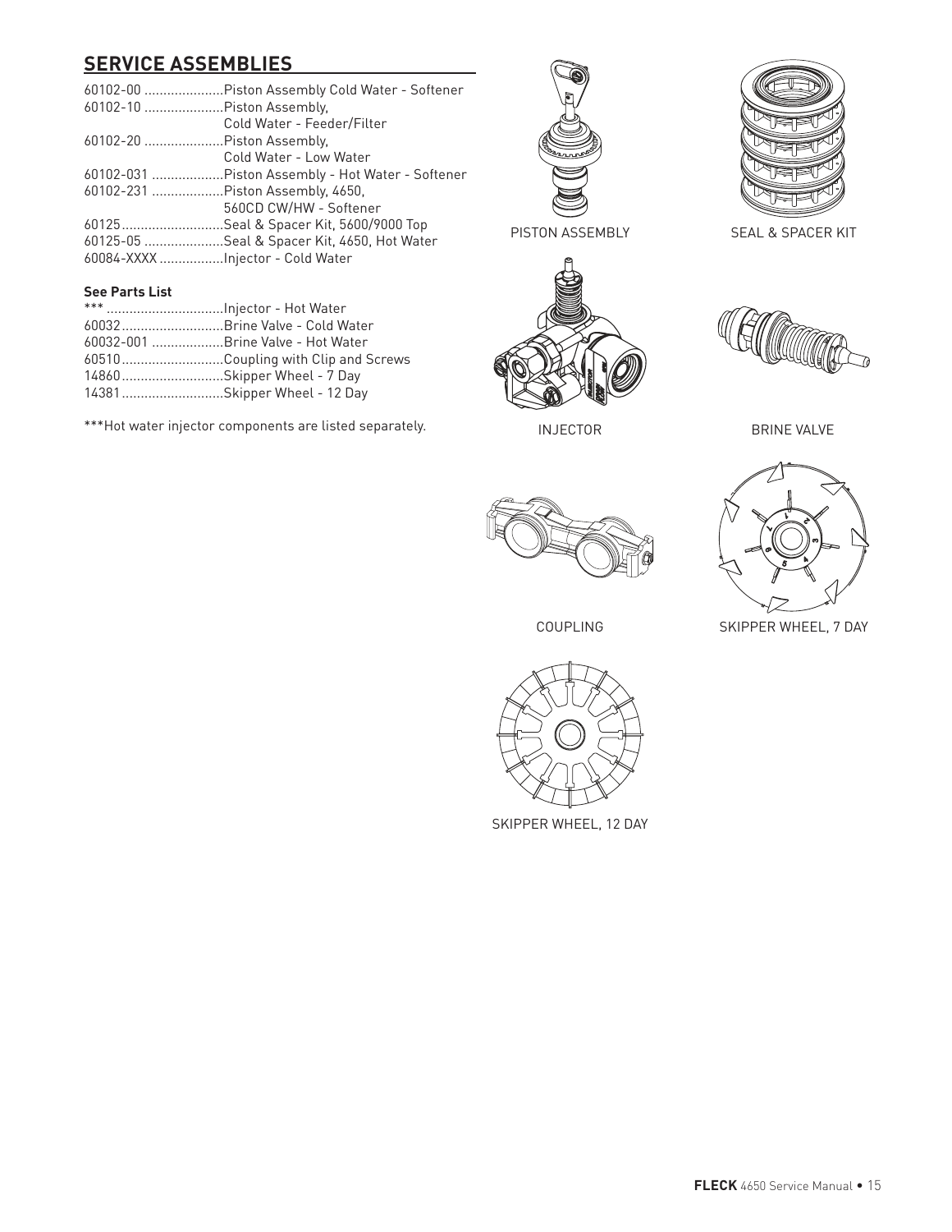## SERVICE ASSEMBLIES

60102-00 .....................Piston Assembly Cold Water - Softener
60102-10 .....................Piston Assembly,
Cold Water - Feeder/Filter
60102-20 .....................Piston Assembly,
Cold Water - Low Water
60102-031 ...................Piston Assembly - Hot Water - Softener
60102-231 ...................Piston Assembly, 4650,
560CD CW/HW - Softener
60125...........................Seal & Spacer Kit, 5600/9000 Top
60125-05 .....................Seal & Spacer Kit, 4650, Hot Water
60084-XXXX .................Injector - Cold Water

**See Parts List**

*** ...............................Injector - Hot Water
60032...........................Brine Valve - Cold Water
60032-001 ...................Brine Valve - Hot Water
60510...........................Coupling with Clip and Screws
14860...........................Skipper Wheel - 7 Day
14381...........................Skipper Wheel - 12 Day

***Hot water injector components are listed separately.

PISTON ASSEMBLY

SEAL & SPACER KIT

INJECTOR

BRINE VALVE

COUPLING

SKIPPER WHEEL, 7 DAY

SKIPPER WHEEL, 12 DAY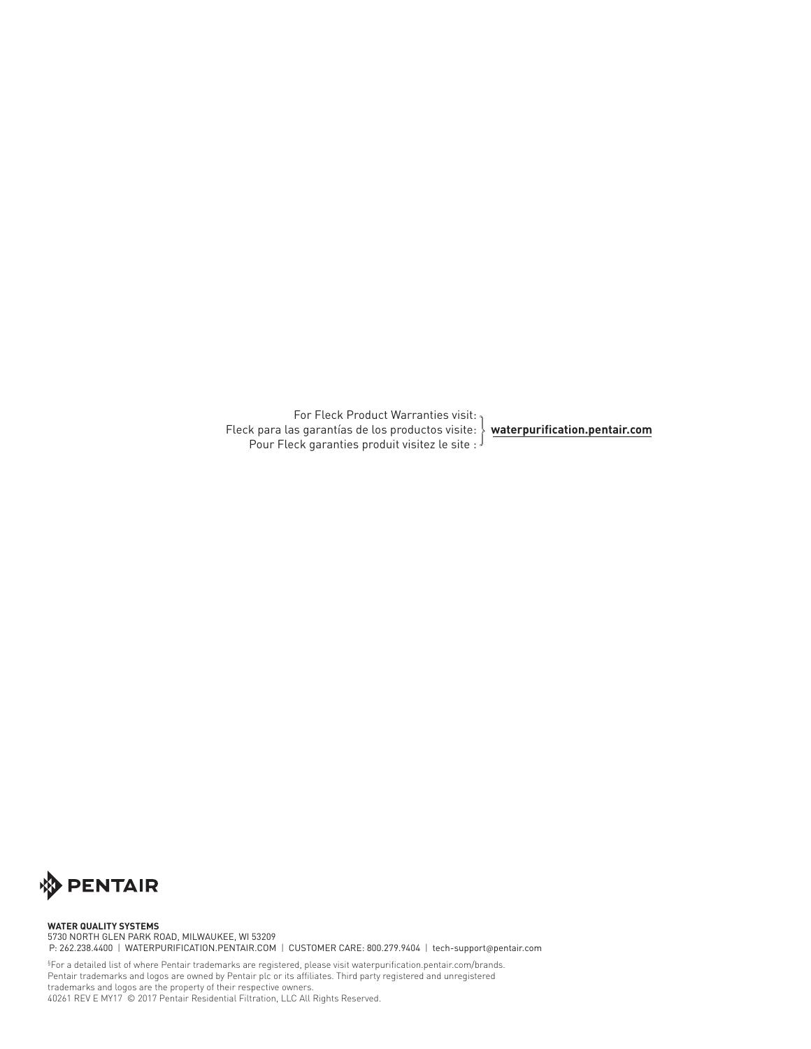For Fleck Product Warranties visit:
Fleck para las garantías de los productos visite:
Pour Fleck garanties produit visitez le site :

**waterpurification.pentair.com**

PENTAIR

**WATER QUALITY SYSTEMS**
5730 NORTH GLEN PARK ROAD, MILWAUKEE, WI 53209
P: 262.238.4400 | WATERPURIFICATION.PENTAIR.COM | CUSTOMER CARE: 800.279.9404 | tech-support@pentair.com

§For a detailed list of where Pentair trademarks are registered, please visit waterpurification.pentair.com/brands. Pentair trademarks and logos are owned by Pentair plc or its affiliates. Third party registered and unregistered trademarks and logos are the property of their respective owners.
40261 REV E MY17 © 2017 Pentair Residential Filtration, LLC All Rights Reserved.